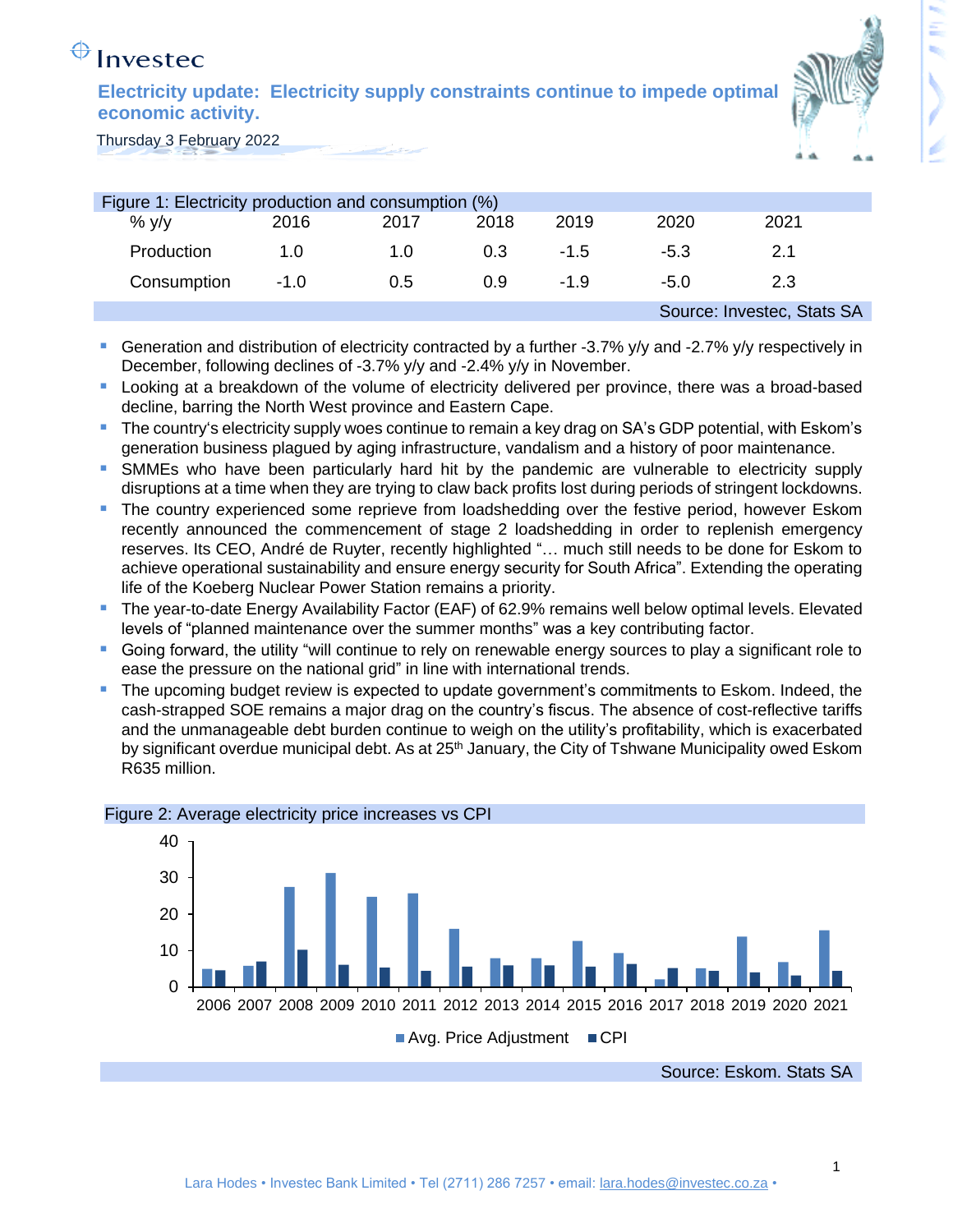Investec

# Electricity update: Electricity supply constraints continue to impede optimal economic activity.

Thursday 3 February 2022

Figure 1: Electricity production and consumption (%)

| % y/y | 2016 | 2017 | 2018 | 2019 | 2020 | 2021 |
|---|---|---|---|---|---|---|
| Production | 1.0 | 1.0 | 0.3 | -1.5 | -5.3 | 2.1 |
| Consumption | -1.0 | 0.5 | 0.9 | -1.9 | -5.0 | 2.3 |

Source: Investec, Stats SA

- Generation and distribution of electricity contracted by a further -3.7% y/y and -2.7% y/y respectively in December, following declines of -3.7% y/y and -2.4% y/y in November.
- Looking at a breakdown of the volume of electricity delivered per province, there was a broad-based decline, barring the North West province and Eastern Cape.
- The country's electricity supply woes continue to remain a key drag on SA's GDP potential, with Eskom's generation business plagued by aging infrastructure, vandalism and a history of poor maintenance.
- SMMEs who have been particularly hard hit by the pandemic are vulnerable to electricity supply disruptions at a time when they are trying to claw back profits lost during periods of stringent lockdowns.
- The country experienced some reprieve from loadshedding over the festive period, however Eskom recently announced the commencement of stage 2 loadshedding in order to replenish emergency reserves. Its CEO, André de Ruyter, recently highlighted "… much still needs to be done for Eskom to achieve operational sustainability and ensure energy security for South Africa". Extending the operating life of the Koeberg Nuclear Power Station remains a priority.
- The year-to-date Energy Availability Factor (EAF) of 62.9% remains well below optimal levels. Elevated levels of "planned maintenance over the summer months" was a key contributing factor.
- Going forward, the utility "will continue to rely on renewable energy sources to play a significant role to ease the pressure on the national grid" in line with international trends.
- The upcoming budget review is expected to update government's commitments to Eskom. Indeed, the cash-strapped SOE remains a major drag on the country's fiscus. The absence of cost-reflective tariffs and the unmanageable debt burden continue to weigh on the utility's profitability, which is exacerbated by significant overdue municipal debt. As at 25th January, the City of Tshwane Municipality owed Eskom R635 million.

Figure 2: Average electricity price increases vs CPI

Source: Eskom. Stats SA

Lara Hodes • Investec Bank Limited • Tel (2711) 286 7257 • email: lara.hodes@investec.co.za •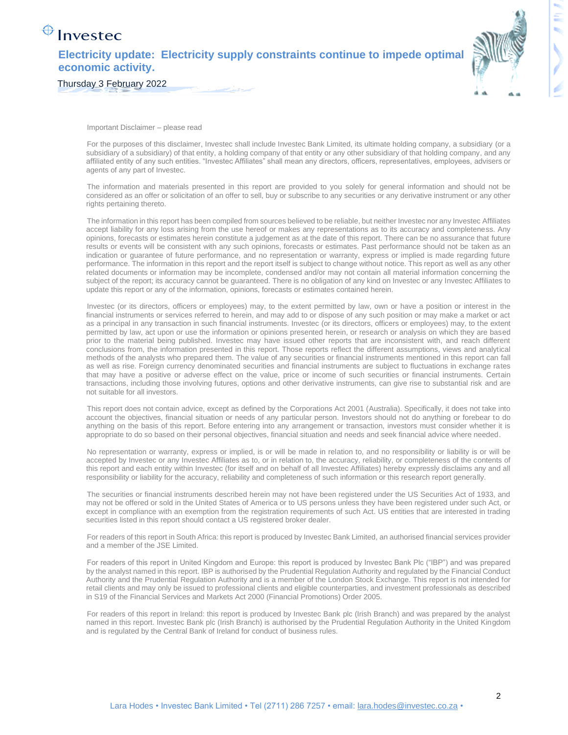Important Disclaimer – please read

For the purposes of this disclaimer, Investec shall include Investec Bank Limited, its ultimate holding company, a subsidiary (or a subsidiary of a subsidiary) of that entity, a holding company of that entity or any other subsidiary of that holding company, and any affiliated entity of any such entities. "Investec Affiliates" shall mean any directors, officers, representatives, employees, advisers or agents of any part of Investec.

The information and materials presented in this report are provided to you solely for general information and should not be considered as an offer or solicitation of an offer to sell, buy or subscribe to any securities or any derivative instrument or any other rights pertaining thereto.

The information in this report has been compiled from sources believed to be reliable, but neither Investec nor any Investec Affiliates accept liability for any loss arising from the use hereof or makes any representations as to its accuracy and completeness. Any opinions, forecasts or estimates herein constitute a judgement as at the date of this report. There can be no assurance that future results or events will be consistent with any such opinions, forecasts or estimates. Past performance should not be taken as an indication or guarantee of future performance, and no representation or warranty, express or implied is made regarding future performance. The information in this report and the report itself is subject to change without notice. This report as well as any other related documents or information may be incomplete, condensed and/or may not contain all material information concerning the subject of the report; its accuracy cannot be guaranteed. There is no obligation of any kind on Investec or any Investec Affiliates to update this report or any of the information, opinions, forecasts or estimates contained herein.

Investec (or its directors, officers or employees) may, to the extent permitted by law, own or have a position or interest in the financial instruments or services referred to herein, and may add to or dispose of any such position or may make a market or act as a principal in any transaction in such financial instruments. Investec (or its directors, officers or employees) may, to the extent permitted by law, act upon or use the information or opinions presented herein, or research or analysis on which they are based prior to the material being published. Investec may have issued other reports that are inconsistent with, and reach different conclusions from, the information presented in this report. Those reports reflect the different assumptions, views and analytical methods of the analysts who prepared them. The value of any securities or financial instruments mentioned in this report can fall as well as rise. Foreign currency denominated securities and financial instruments are subject to fluctuations in exchange rates that may have a positive or adverse effect on the value, price or income of such securities or financial instruments. Certain transactions, including those involving futures, options and other derivative instruments, can give rise to substantial risk and are not suitable for all investors.

This report does not contain advice, except as defined by the Corporations Act 2001 (Australia). Specifically, it does not take into account the objectives, financial situation or needs of any particular person. Investors should not do anything or forebear to do anything on the basis of this report. Before entering into any arrangement or transaction, investors must consider whether it is appropriate to do so based on their personal objectives, financial situation and needs and seek financial advice where needed.

No representation or warranty, express or implied, is or will be made in relation to, and no responsibility or liability is or will be accepted by Investec or any Investec Affiliates as to, or in relation to, the accuracy, reliability, or completeness of the contents of this report and each entity within Investec (for itself and on behalf of all Investec Affiliates) hereby expressly disclaims any and all responsibility or liability for the accuracy, reliability and completeness of such information or this research report generally.

The securities or financial instruments described herein may not have been registered under the US Securities Act of 1933, and may not be offered or sold in the United States of America or to US persons unless they have been registered under such Act, or except in compliance with an exemption from the registration requirements of such Act. US entities that are interested in trading securities listed in this report should contact a US registered broker dealer.

For readers of this report in South Africa: this report is produced by Investec Bank Limited, an authorised financial services provider and a member of the JSE Limited.

For readers of this report in United Kingdom and Europe: this report is produced by Investec Bank Plc ("IBP") and was prepared by the analyst named in this report. IBP is authorised by the Prudential Regulation Authority and regulated by the Financial Conduct Authority and the Prudential Regulation Authority and is a member of the London Stock Exchange. This report is not intended for retail clients and may only be issued to professional clients and eligible counterparties, and investment professionals as described in S19 of the Financial Services and Markets Act 2000 (Financial Promotions) Order 2005.

For readers of this report in Ireland: this report is produced by Investec Bank plc (Irish Branch) and was prepared by the analyst named in this report. Investec Bank plc (Irish Branch) is authorised by the Prudential Regulation Authority in the United Kingdom and is regulated by the Central Bank of Ireland for conduct of business rules.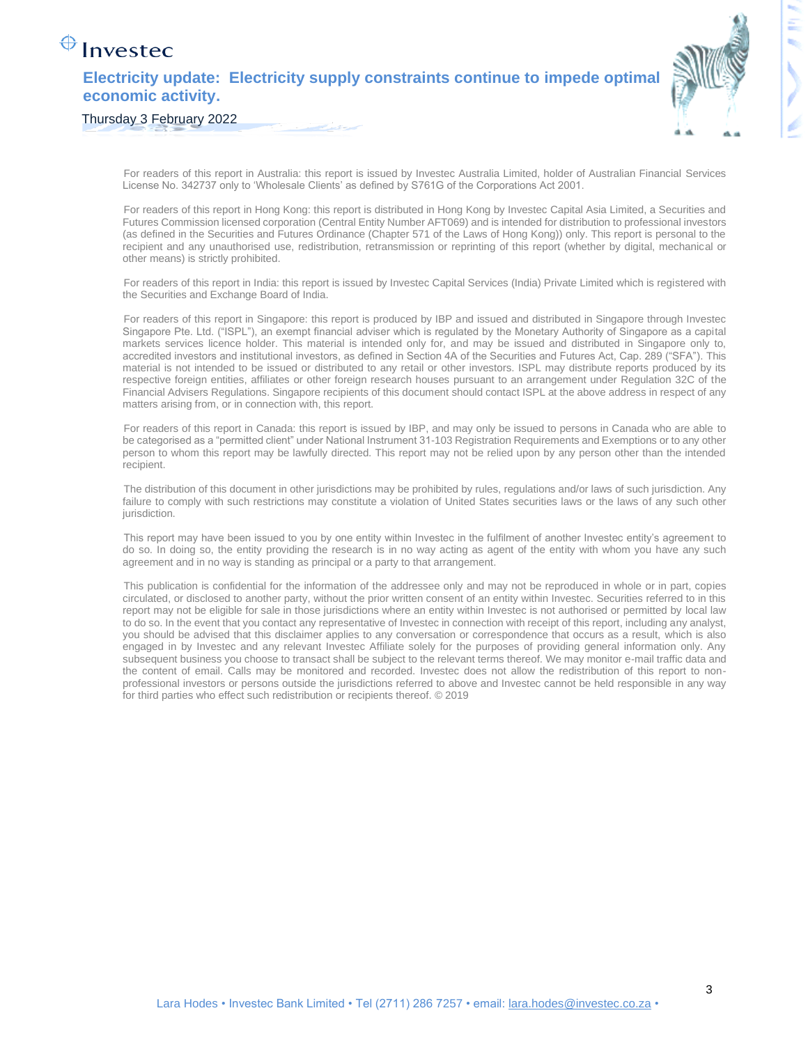For readers of this report in Australia: this report is issued by Investec Australia Limited, holder of Australian Financial Services License No. 342737 only to 'Wholesale Clients' as defined by S761G of the Corporations Act 2001.

For readers of this report in Hong Kong: this report is distributed in Hong Kong by Investec Capital Asia Limited, a Securities and Futures Commission licensed corporation (Central Entity Number AFT069) and is intended for distribution to professional investors (as defined in the Securities and Futures Ordinance (Chapter 571 of the Laws of Hong Kong)) only. This report is personal to the recipient and any unauthorised use, redistribution, retransmission or reprinting of this report (whether by digital, mechanical or other means) is strictly prohibited.

For readers of this report in India: this report is issued by Investec Capital Services (India) Private Limited which is registered with the Securities and Exchange Board of India.

For readers of this report in Singapore: this report is produced by IBP and issued and distributed in Singapore through Investec Singapore Pte. Ltd. ("ISPL"), an exempt financial adviser which is regulated by the Monetary Authority of Singapore as a capital markets services licence holder. This material is intended only for, and may be issued and distributed in Singapore only to, accredited investors and institutional investors, as defined in Section 4A of the Securities and Futures Act, Cap. 289 ("SFA"). This material is not intended to be issued or distributed to any retail or other investors. ISPL may distribute reports produced by its respective foreign entities, affiliates or other foreign research houses pursuant to an arrangement under Regulation 32C of the Financial Advisers Regulations. Singapore recipients of this document should contact ISPL at the above address in respect of any matters arising from, or in connection with, this report.

For readers of this report in Canada: this report is issued by IBP, and may only be issued to persons in Canada who are able to be categorised as a "permitted client" under National Instrument 31-103 Registration Requirements and Exemptions or to any other person to whom this report may be lawfully directed. This report may not be relied upon by any person other than the intended recipient.

The distribution of this document in other jurisdictions may be prohibited by rules, regulations and/or laws of such jurisdiction. Any failure to comply with such restrictions may constitute a violation of United States securities laws or the laws of any such other jurisdiction.

This report may have been issued to you by one entity within Investec in the fulfilment of another Investec entity's agreement to do so. In doing so, the entity providing the research is in no way acting as agent of the entity with whom you have any such agreement and in no way is standing as principal or a party to that arrangement.

This publication is confidential for the information of the addressee only and may not be reproduced in whole or in part, copies circulated, or disclosed to another party, without the prior written consent of an entity within Investec. Securities referred to in this report may not be eligible for sale in those jurisdictions where an entity within Investec is not authorised or permitted by local law to do so. In the event that you contact any representative of Investec in connection with receipt of this report, including any analyst, you should be advised that this disclaimer applies to any conversation or correspondence that occurs as a result, which is also engaged in by Investec and any relevant Investec Affiliate solely for the purposes of providing general information only. Any subsequent business you choose to transact shall be subject to the relevant terms thereof. We may monitor e-mail traffic data and the content of email. Calls may be monitored and recorded. Investec does not allow the redistribution of this report to non-professional investors or persons outside the jurisdictions referred to above and Investec cannot be held responsible in any way for third parties who effect such redistribution or recipients thereof. © 2019